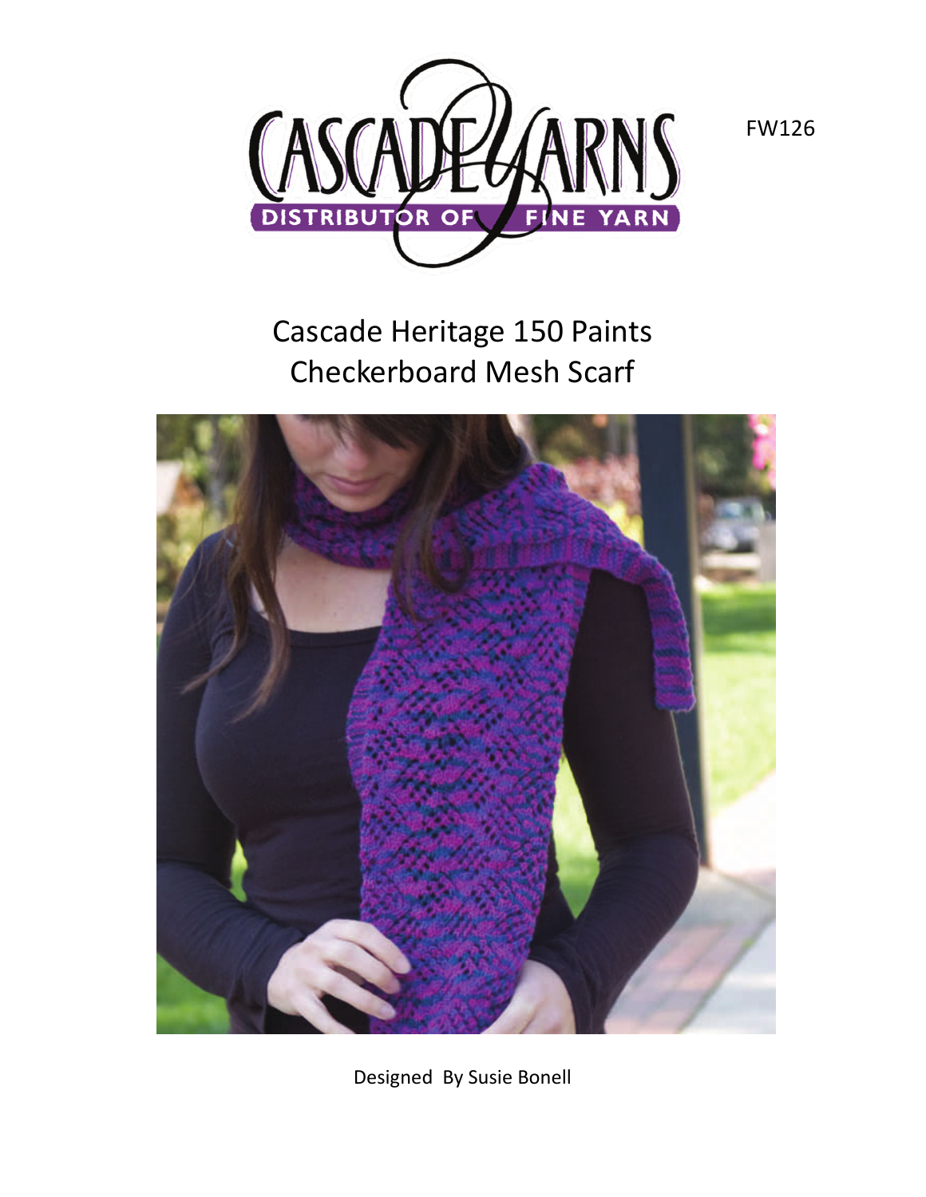FW126

# Cascade Heritage 150 Paints
# Checkerboard Mesh Scarf

Designed By Susie Bonell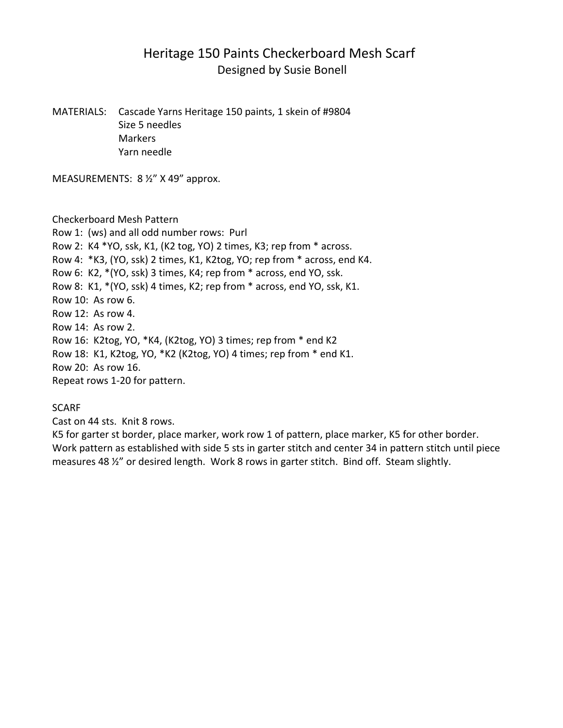# Heritage 150 Paints Checkerboard Mesh Scarf

Designed by Susie Bonell

MATERIALS: Cascade Yarns Heritage 150 paints, 1 skein of #9804
Size 5 needles
Markers
Yarn needle

MEASUREMENTS: 8 ½" X 49" approx.

Checkerboard Mesh Pattern

Row 1: (ws) and all odd number rows: Purl
Row 2: K4 *YO, ssk, K1, (K2 tog, YO) 2 times, K3; rep from * across.
Row 4: *K3, (YO, ssk) 2 times, K1, K2tog, YO; rep from * across, end K4.
Row 6: K2, *(YO, ssk) 3 times, K4; rep from * across, end YO, ssk.
Row 8: K1, *(YO, ssk) 4 times, K2; rep from * across, end YO, ssk, K1.
Row 10: As row 6.
Row 12: As row 4.
Row 14: As row 2.
Row 16: K2tog, YO, *K4, (K2tog, YO) 3 times; rep from * end K2
Row 18: K1, K2tog, YO, *K2 (K2tog, YO) 4 times; rep from * end K1.
Row 20: As row 16.
Repeat rows 1-20 for pattern.

SCARF

Cast on 44 sts. Knit 8 rows.
K5 for garter st border, place marker, work row 1 of pattern, place marker, K5 for other border.
Work pattern as established with side 5 sts in garter stitch and center 34 in pattern stitch until piece measures 48 ½" or desired length. Work 8 rows in garter stitch. Bind off. Steam slightly.